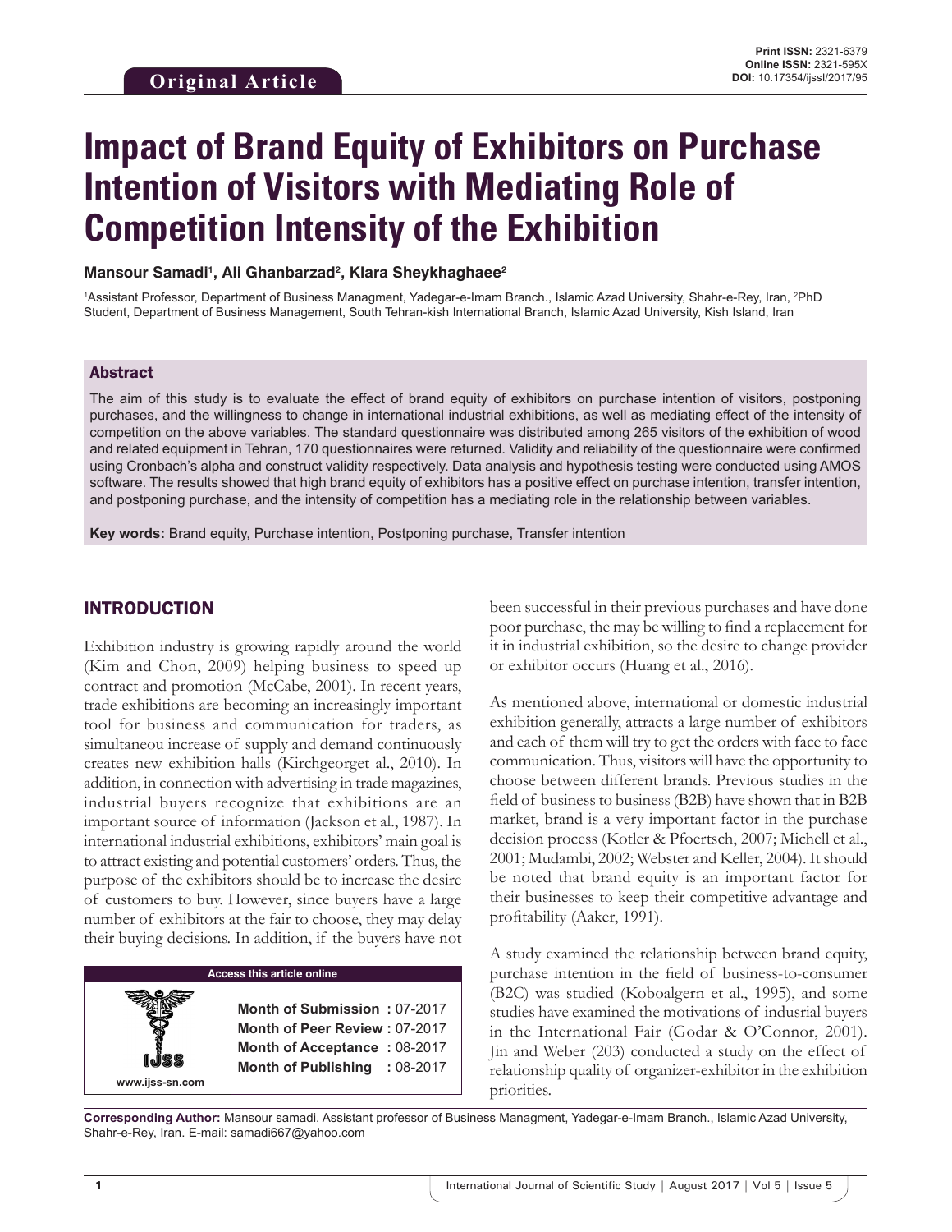**Original Article**

**Print ISSN:** 2321-6379
**Online ISSN:** 2321-595X
**DOI:** 10.17354/ijssI/2017/95

# Impact of Brand Equity of Exhibitors on Purchase Intention of Visitors with Mediating Role of Competition Intensity of the Exhibition

**Mansour Samadi[1], Ali Ghanbarzad[2], Klara Sheykhaghaee[2]**

[1]Assistant Professor, Department of Business Managment, Yadegar-e-Imam Branch., Islamic Azad University, Shahr-e-Rey, Iran, [2]PhD Student, Department of Business Management, South Tehran-kish International Branch, Islamic Azad University, Kish Island, Iran

## Abstract

The aim of this study is to evaluate the effect of brand equity of exhibitors on purchase intention of visitors, postponing purchases, and the willingness to change in international industrial exhibitions, as well as mediating effect of the intensity of competition on the above variables. The standard questionnaire was distributed among 265 visitors of the exhibition of wood and related equipment in Tehran, 170 questionnaires were returned. Validity and reliability of the questionnaire were confirmed using Cronbach's alpha and construct validity respectively. Data analysis and hypothesis testing were conducted using AMOS software. The results showed that high brand equity of exhibitors has a positive effect on purchase intention, transfer intention, and postponing purchase, and the intensity of competition has a mediating role in the relationship between variables.

**Key words:** Brand equity, Purchase intention, Postponing purchase, Transfer intention

## INTRODUCTION

Exhibition industry is growing rapidly around the world (Kim and Chon, 2009) helping business to speed up contract and promotion (McCabe, 2001). In recent years, trade exhibitions are becoming an increasingly important tool for business and communication for traders, as simultaneou increase of supply and demand continuously creates new exhibition halls (Kirchgeorget al., 2010). In addition, in connection with advertising in trade magazines, industrial buyers recognize that exhibitions are an important source of information (Jackson et al., 1987). In international industrial exhibitions, exhibitors' main goal is to attract existing and potential customers' orders. Thus, the purpose of the exhibitors should be to increase the desire of customers to buy. However, since buyers have a large number of exhibitors at the fair to choose, they may delay their buying decisions. In addition, if the buyers have not been successful in their previous purchases and have done poor purchase, the may be willing to find a replacement for it in industrial exhibition, so the desire to change provider or exhibitor occurs (Huang et al., 2016).

As mentioned above, international or domestic industrial exhibition generally, attracts a large number of exhibitors and each of them will try to get the orders with face to face communication. Thus, visitors will have the opportunity to choose between different brands. Previous studies in the field of business to business (B2B) have shown that in B2B market, brand is a very important factor in the purchase decision process (Kotler & Pfoertsch, 2007; Michell et al., 2001; Mudambi, 2002; Webster and Keller, 2004). It should be noted that brand equity is an important factor for their businesses to keep their competitive advantage and profitability (Aaker, 1991).

A study examined the relationship between brand equity, purchase intention in the field of business-to-consumer (B2C) was studied (Koboalgern et al., 1995), and some studies have examined the motivations of indusrial buyers in the International Fair (Godar & O'Connor, 2001). Jin and Weber (203) conducted a study on the effect of relationship quality of organizer-exhibitor in the exhibition priorities.

| Access this article online | |
|---|---|
| IJSS www.ijss-sn.com | **Month of Submission :** 07-2017<br>**Month of Peer Review :** 07-2017<br>**Month of Acceptance :** 08-2017<br>**Month of Publishing :** 08-2017 |

**Corresponding Author:** Mansour samadi. Assistant professor of Business Managment, Yadegar-e-Imam Branch., Islamic Azad University, Shahr-e-Rey, Iran. E-mail: samadi667@yahoo.com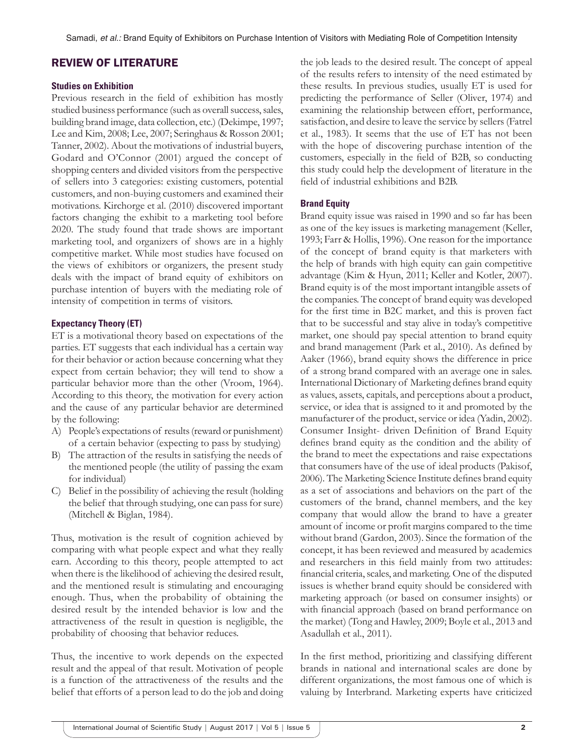## REVIEW OF LITERATURE

### Studies on Exhibition

Previous research in the field of exhibition has mostly studied business performance (such as overall success, sales, building brand image, data collection, etc.) (Dekimpe, 1997; Lee and Kim, 2008; Lee, 2007; Seringhaus & Rosson 2001; Tanner, 2002). About the motivations of industrial buyers, Godard and O'Connor (2001) argued the concept of shopping centers and divided visitors from the perspective of sellers into 3 categories: existing customers, potential customers, and non-buying customers and examined their motivations. Kirchorge et al. (2010) discovered important factors changing the exhibit to a marketing tool before 2020. The study found that trade shows are important marketing tool, and organizers of shows are in a highly competitive market. While most studies have focused on the views of exhibitors or organizers, the present study deals with the impact of brand equity of exhibitors on purchase intention of buyers with the mediating role of intensity of competition in terms of visitors.

### Expectancy Theory (ET)

ET is a motivational theory based on expectations of the parties. ET suggests that each individual has a certain way for their behavior or action because concerning what they expect from certain behavior; they will tend to show a particular behavior more than the other (Vroom, 1964). According to this theory, the motivation for every action and the cause of any particular behavior are determined by the following:

A) People's expectations of results (reward or punishment) of a certain behavior (expecting to pass by studying)
B) The attraction of the results in satisfying the needs of the mentioned people (the utility of passing the exam for individual)
C) Belief in the possibility of achieving the result (holding the belief that through studying, one can pass for sure) (Mitchell & Biglan, 1984).

Thus, motivation is the result of cognition achieved by comparing with what people expect and what they really earn. According to this theory, people attempted to act when there is the likelihood of achieving the desired result, and the mentioned result is stimulating and encouraging enough. Thus, when the probability of obtaining the desired result by the intended behavior is low and the attractiveness of the result in question is negligible, the probability of choosing that behavior reduces.

Thus, the incentive to work depends on the expected result and the appeal of that result. Motivation of people is a function of the attractiveness of the results and the belief that efforts of a person lead to do the job and doing the job leads to the desired result. The concept of appeal of the results refers to intensity of the need estimated by these results. In previous studies, usually ET is used for predicting the performance of Seller (Oliver, 1974) and examining the relationship between effort, performance, satisfaction, and desire to leave the service by sellers (Fatrel et al., 1983). It seems that the use of ET has not been with the hope of discovering purchase intention of the customers, especially in the field of B2B, so conducting this study could help the development of literature in the field of industrial exhibitions and B2B.

### Brand Equity

Brand equity issue was raised in 1990 and so far has been as one of the key issues is marketing management (Keller, 1993; Farr & Hollis, 1996). One reason for the importance of the concept of brand equity is that marketers with the help of brands with high equity can gain competitive advantage (Kim & Hyun, 2011; Keller and Kotler, 2007). Brand equity is of the most important intangible assets of the companies. The concept of brand equity was developed for the first time in B2C market, and this is proven fact that to be successful and stay alive in today's competitive market, one should pay special attention to brand equity and brand management (Park et al., 2010). As defined by Aaker (1966), brand equity shows the difference in price of a strong brand compared with an average one in sales. International Dictionary of Marketing defines brand equity as values, assets, capitals, and perceptions about a product, service, or idea that is assigned to it and promoted by the manufacturer of the product, service or idea (Yadin, 2002). Consumer Insight- driven Definition of Brand Equity defines brand equity as the condition and the ability of the brand to meet the expectations and raise expectations that consumers have of the use of ideal products (Pakisof, 2006). The Marketing Science Institute defines brand equity as a set of associations and behaviors on the part of the customers of the brand, channel members, and the key company that would allow the brand to have a greater amount of income or profit margins compared to the time without brand (Gardon, 2003). Since the formation of the concept, it has been reviewed and measured by academics and researchers in this field mainly from two attitudes: financial criteria, scales, and marketing. One of the disputed issues is whether brand equity should be considered with marketing approach (or based on consumer insights) or with financial approach (based on brand performance on the market) (Tong and Hawley, 2009; Boyle et al., 2013 and Asadullah et al., 2011).

In the first method, prioritizing and classifying different brands in national and international scales are done by different organizations, the most famous one of which is valuing by Interbrand. Marketing experts have criticized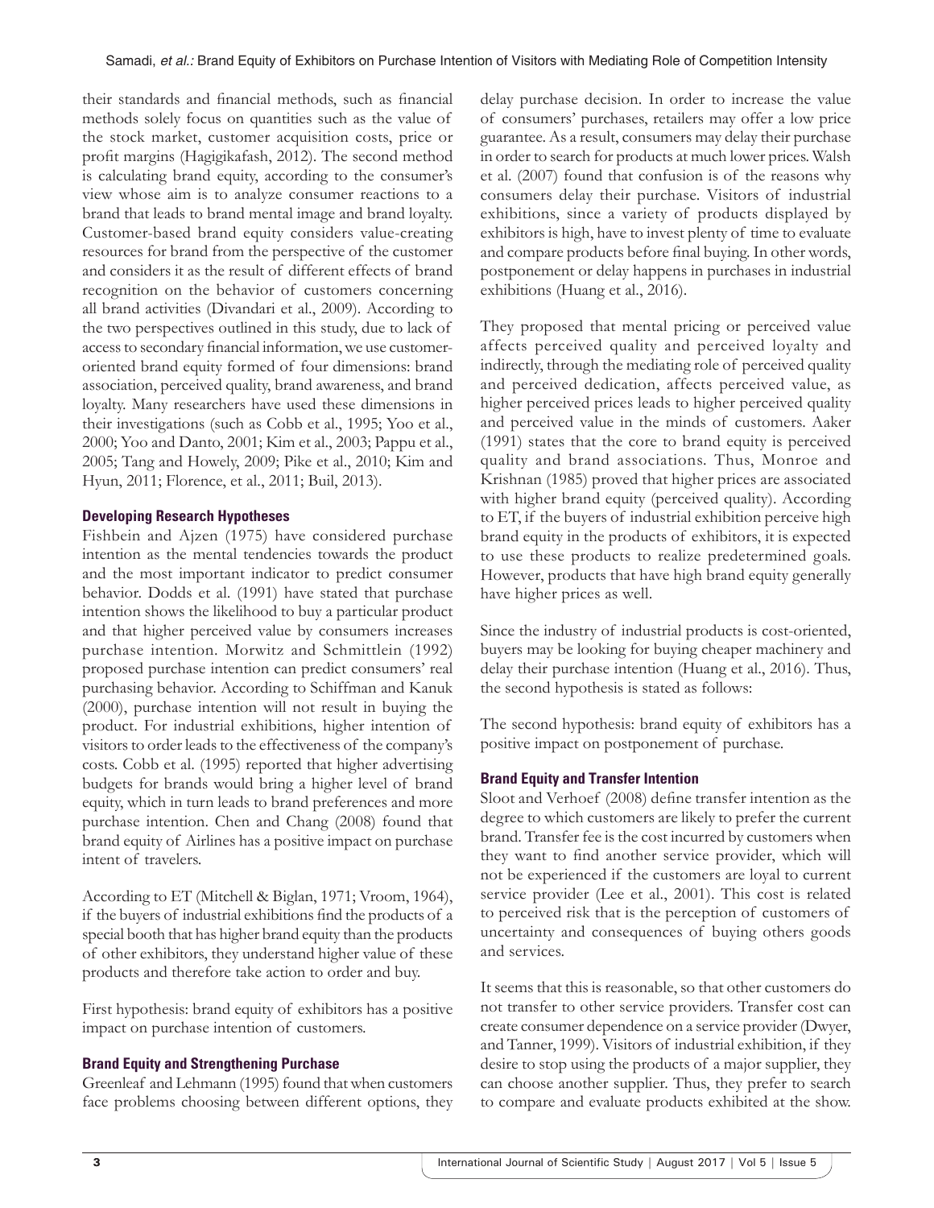their standards and financial methods, such as financial methods solely focus on quantities such as the value of the stock market, customer acquisition costs, price or profit margins (Hagigikafash, 2012). The second method is calculating brand equity, according to the consumer's view whose aim is to analyze consumer reactions to a brand that leads to brand mental image and brand loyalty. Customer-based brand equity considers value-creating resources for brand from the perspective of the customer and considers it as the result of different effects of brand recognition on the behavior of customers concerning all brand activities (Divandari et al., 2009). According to the two perspectives outlined in this study, due to lack of access to secondary financial information, we use customer-oriented brand equity formed of four dimensions: brand association, perceived quality, brand awareness, and brand loyalty. Many researchers have used these dimensions in their investigations (such as Cobb et al., 1995; Yoo et al., 2000; Yoo and Danto, 2001; Kim et al., 2003; Pappu et al., 2005; Tang and Howely, 2009; Pike et al., 2010; Kim and Hyun, 2011; Florence, et al., 2011; Buil, 2013).

### Developing Research Hypotheses

Fishbein and Ajzen (1975) have considered purchase intention as the mental tendencies towards the product and the most important indicator to predict consumer behavior. Dodds et al. (1991) have stated that purchase intention shows the likelihood to buy a particular product and that higher perceived value by consumers increases purchase intention. Morwitz and Schmittlein (1992) proposed purchase intention can predict consumers' real purchasing behavior. According to Schiffman and Kanuk (2000), purchase intention will not result in buying the product. For industrial exhibitions, higher intention of visitors to order leads to the effectiveness of the company's costs. Cobb et al. (1995) reported that higher advertising budgets for brands would bring a higher level of brand equity, which in turn leads to brand preferences and more purchase intention. Chen and Chang (2008) found that brand equity of Airlines has a positive impact on purchase intent of travelers.

According to ET (Mitchell & Biglan, 1971; Vroom, 1964), if the buyers of industrial exhibitions find the products of a special booth that has higher brand equity than the products of other exhibitors, they understand higher value of these products and therefore take action to order and buy.

First hypothesis: brand equity of exhibitors has a positive impact on purchase intention of customers.

### Brand Equity and Strengthening Purchase

Greenleaf and Lehmann (1995) found that when customers face problems choosing between different options, they delay purchase decision. In order to increase the value of consumers' purchases, retailers may offer a low price guarantee. As a result, consumers may delay their purchase in order to search for products at much lower prices. Walsh et al. (2007) found that confusion is of the reasons why consumers delay their purchase. Visitors of industrial exhibitions, since a variety of products displayed by exhibitors is high, have to invest plenty of time to evaluate and compare products before final buying. In other words, postponement or delay happens in purchases in industrial exhibitions (Huang et al., 2016).

They proposed that mental pricing or perceived value affects perceived quality and perceived loyalty and indirectly, through the mediating role of perceived quality and perceived dedication, affects perceived value, as higher perceived prices leads to higher perceived quality and perceived value in the minds of customers. Aaker (1991) states that the core to brand equity is perceived quality and brand associations. Thus, Monroe and Krishnan (1985) proved that higher prices are associated with higher brand equity (perceived quality). According to ET, if the buyers of industrial exhibition perceive high brand equity in the products of exhibitors, it is expected to use these products to realize predetermined goals. However, products that have high brand equity generally have higher prices as well.

Since the industry of industrial products is cost-oriented, buyers may be looking for buying cheaper machinery and delay their purchase intention (Huang et al., 2016). Thus, the second hypothesis is stated as follows:

The second hypothesis: brand equity of exhibitors has a positive impact on postponement of purchase.

### Brand Equity and Transfer Intention

Sloot and Verhoef (2008) define transfer intention as the degree to which customers are likely to prefer the current brand. Transfer fee is the cost incurred by customers when they want to find another service provider, which will not be experienced if the customers are loyal to current service provider (Lee et al., 2001). This cost is related to perceived risk that is the perception of customers of uncertainty and consequences of buying others goods and services.

It seems that this is reasonable, so that other customers do not transfer to other service providers. Transfer cost can create consumer dependence on a service provider (Dwyer, and Tanner, 1999). Visitors of industrial exhibition, if they desire to stop using the products of a major supplier, they can choose another supplier. Thus, they prefer to search to compare and evaluate products exhibited at the show.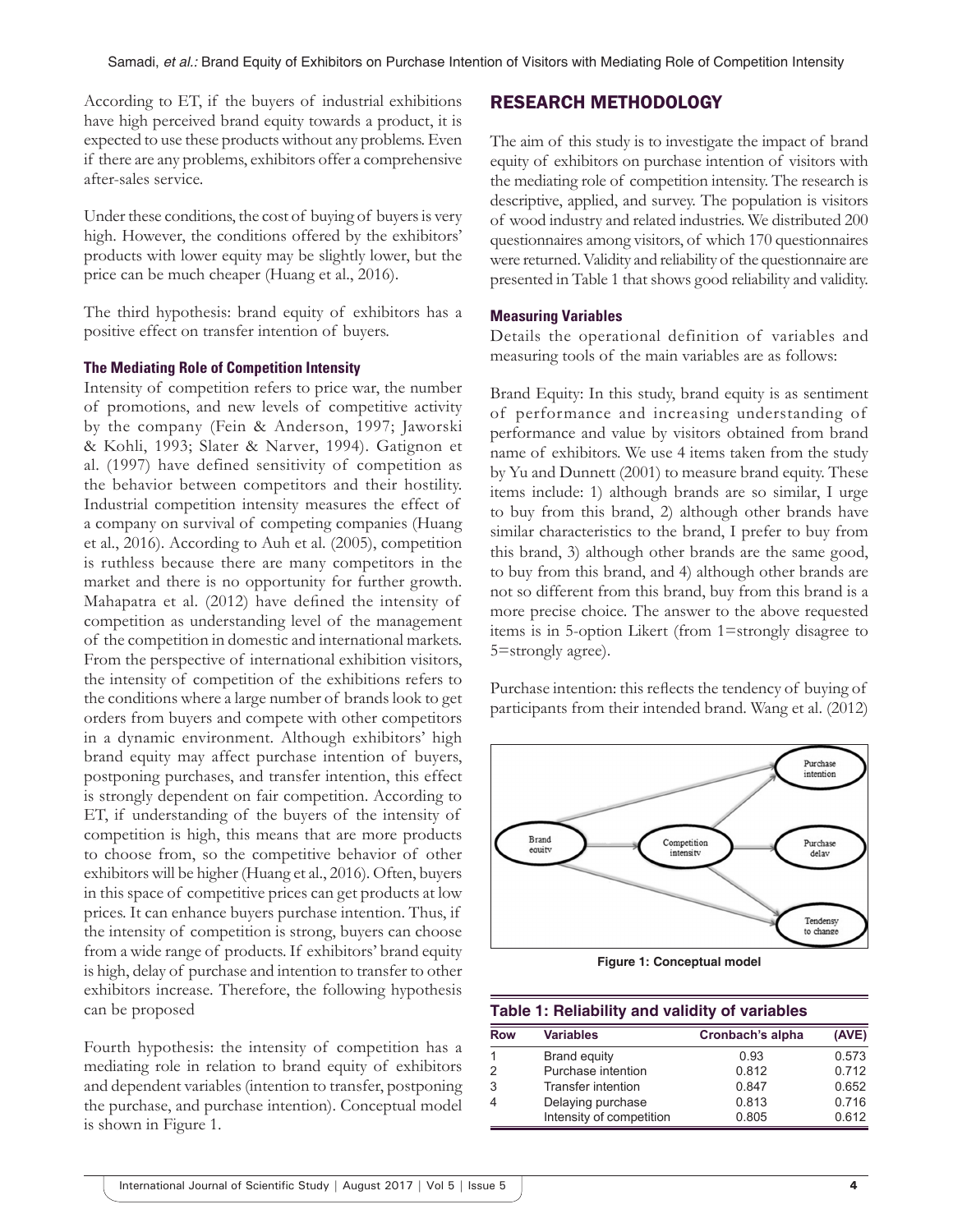According to ET, if the buyers of industrial exhibitions have high perceived brand equity towards a product, it is expected to use these products without any problems. Even if there are any problems, exhibitors offer a comprehensive after-sales service.

Under these conditions, the cost of buying of buyers is very high. However, the conditions offered by the exhibitors' products with lower equity may be slightly lower, but the price can be much cheaper (Huang et al., 2016).

The third hypothesis: brand equity of exhibitors has a positive effect on transfer intention of buyers.

### The Mediating Role of Competition Intensity

Intensity of competition refers to price war, the number of promotions, and new levels of competitive activity by the company (Fein & Anderson, 1997; Jaworski & Kohli, 1993; Slater & Narver, 1994). Gatignon et al. (1997) have defined sensitivity of competition as the behavior between competitors and their hostility. Industrial competition intensity measures the effect of a company on survival of competing companies (Huang et al., 2016). According to Auh et al. (2005), competition is ruthless because there are many competitors in the market and there is no opportunity for further growth. Mahapatra et al. (2012) have defined the intensity of competition as understanding level of the management of the competition in domestic and international markets. From the perspective of international exhibition visitors, the intensity of competition of the exhibitions refers to the conditions where a large number of brands look to get orders from buyers and compete with other competitors in a dynamic environment. Although exhibitors' high brand equity may affect purchase intention of buyers, postponing purchases, and transfer intention, this effect is strongly dependent on fair competition. According to ET, if understanding of the buyers of the intensity of competition is high, this means that are more products to choose from, so the competitive behavior of other exhibitors will be higher (Huang et al., 2016). Often, buyers in this space of competitive prices can get products at low prices. It can enhance buyers purchase intention. Thus, if the intensity of competition is strong, buyers can choose from a wide range of products. If exhibitors' brand equity is high, delay of purchase and intention to transfer to other exhibitors increase. Therefore, the following hypothesis can be proposed

Fourth hypothesis: the intensity of competition has a mediating role in relation to brand equity of exhibitors and dependent variables (intention to transfer, postponing the purchase, and purchase intention). Conceptual model is shown in Figure 1.

## RESEARCH METHODOLOGY

The aim of this study is to investigate the impact of brand equity of exhibitors on purchase intention of visitors with the mediating role of competition intensity. The research is descriptive, applied, and survey. The population is visitors of wood industry and related industries. We distributed 200 questionnaires among visitors, of which 170 questionnaires were returned. Validity and reliability of the questionnaire are presented in Table 1 that shows good reliability and validity.

### Measuring Variables

Details the operational definition of variables and measuring tools of the main variables are as follows:

Brand Equity: In this study, brand equity is as sentiment of performance and increasing understanding of performance and value by visitors obtained from brand name of exhibitors. We use 4 items taken from the study by Yu and Dunnett (2001) to measure brand equity. These items include: 1) although brands are so similar, I urge to buy from this brand, 2) although other brands have similar characteristics to the brand, I prefer to buy from this brand, 3) although other brands are the same good, to buy from this brand, and 4) although other brands are not so different from this brand, buy from this brand is a more precise choice. The answer to the above requested items is in 5-option Likert (from 1=strongly disagree to 5=strongly agree).

Purchase intention: this reflects the tendency of buying of participants from their intended brand. Wang et al. (2012)

Brand equity

Competition intensity

Purchase intention

Purchase delay

Tendensy to change

Figure 1: Conceptual model

**Table 1: Reliability and validity of variables**

| Row | Variables | Cronbach's alpha | (AVE) |
|---|---|---|---|
| 1 | Brand equity | 0.93 | 0.573 |
| 2 | Purchase intention | 0.812 | 0.712 |
| 3 | Transfer intention | 0.847 | 0.652 |
| 4 | Delaying purchase | 0.813 | 0.716 |
| | Intensity of competition | 0.805 | 0.612 |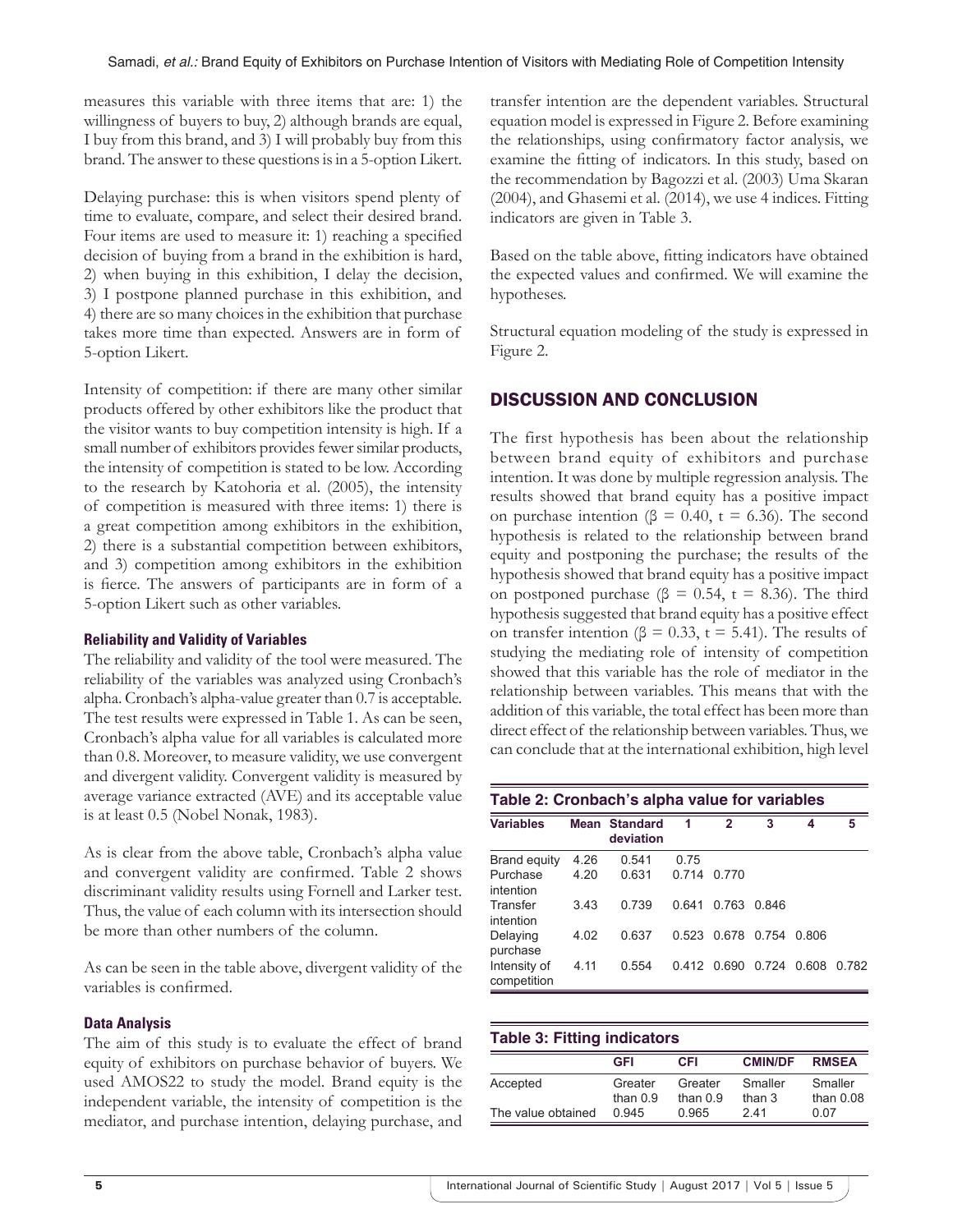measures this variable with three items that are: 1) the willingness of buyers to buy, 2) although brands are equal, I buy from this brand, and 3) I will probably buy from this brand. The answer to these questions is in a 5-option Likert.

Delaying purchase: this is when visitors spend plenty of time to evaluate, compare, and select their desired brand. Four items are used to measure it: 1) reaching a specified decision of buying from a brand in the exhibition is hard, 2) when buying in this exhibition, I delay the decision, 3) I postpone planned purchase in this exhibition, and 4) there are so many choices in the exhibition that purchase takes more time than expected. Answers are in form of 5-option Likert.

Intensity of competition: if there are many other similar products offered by other exhibitors like the product that the visitor wants to buy competition intensity is high. If a small number of exhibitors provides fewer similar products, the intensity of competition is stated to be low. According to the research by Katohoria et al. (2005), the intensity of competition is measured with three items: 1) there is a great competition among exhibitors in the exhibition, 2) there is a substantial competition between exhibitors, and 3) competition among exhibitors in the exhibition is fierce. The answers of participants are in form of a 5-option Likert such as other variables.

### Reliability and Validity of Variables

The reliability and validity of the tool were measured. The reliability of the variables was analyzed using Cronbach's alpha. Cronbach's alpha-value greater than 0.7 is acceptable. The test results were expressed in Table 1. As can be seen, Cronbach's alpha value for all variables is calculated more than 0.8. Moreover, to measure validity, we use convergent and divergent validity. Convergent validity is measured by average variance extracted (AVE) and its acceptable value is at least 0.5 (Nobel Nonak, 1983).

As is clear from the above table, Cronbach's alpha value and convergent validity are confirmed. Table 2 shows discriminant validity results using Fornell and Larker test. Thus, the value of each column with its intersection should be more than other numbers of the column.

As can be seen in the table above, divergent validity of the variables is confirmed.

### Data Analysis

The aim of this study is to evaluate the effect of brand equity of exhibitors on purchase behavior of buyers. We used AMOS22 to study the model. Brand equity is the independent variable, the intensity of competition is the mediator, and purchase intention, delaying purchase, and transfer intention are the dependent variables. Structural equation model is expressed in Figure 2. Before examining the relationships, using confirmatory factor analysis, we examine the fitting of indicators. In this study, based on the recommendation by Bagozzi et al. (2003) Uma Skaran (2004), and Ghasemi et al. (2014), we use 4 indices. Fitting indicators are given in Table 3.

Based on the table above, fitting indicators have obtained the expected values and confirmed. We will examine the hypotheses.

Structural equation modeling of the study is expressed in Figure 2.

## DISCUSSION AND CONCLUSION

The first hypothesis has been about the relationship between brand equity of exhibitors and purchase intention. It was done by multiple regression analysis. The results showed that brand equity has a positive impact on purchase intention ($\beta = 0.40$, $t = 6.36$). The second hypothesis is related to the relationship between brand equity and postponing the purchase; the results of the hypothesis showed that brand equity has a positive impact on postponed purchase ($\beta = 0.54$, $t = 8.36$). The third hypothesis suggested that brand equity has a positive effect on transfer intention ($\beta = 0.33$, $t = 5.41$). The results of studying the mediating role of intensity of competition showed that this variable has the role of mediator in the relationship between variables. This means that with the addition of this variable, the total effect has been more than direct effect of the relationship between variables. Thus, we can conclude that at the international exhibition, high level

**Table 2: Cronbach's alpha value for variables**

| Variables | Mean | Standard deviation | 1 | 2 | 3 | 4 | 5 |
|---|---|---|---|---|---|---|---|
| Brand equity | 4.26 | 0.541 | 0.75 | | | | |
| Purchase intention | 4.20 | 0.631 | 0.714 | 0.770 | | | |
| Transfer intention | 3.43 | 0.739 | 0.641 | 0.763 | 0.846 | | |
| Delaying purchase | 4.02 | 0.637 | 0.523 | 0.678 | 0.754 | 0.806 | |
| Intensity of competition | 4.11 | 0.554 | 0.412 | 0.690 | 0.724 | 0.608 | 0.782 |

**Table 3: Fitting indicators**

| | GFI | CFI | CMIN/DF | RMSEA |
|---|---|---|---|---|
| Accepted | Greater than 0.9 | Greater than 0.9 | Smaller than 3 | Smaller than 0.08 |
| The value obtained | 0.945 | 0.965 | 2.41 | 0.07 |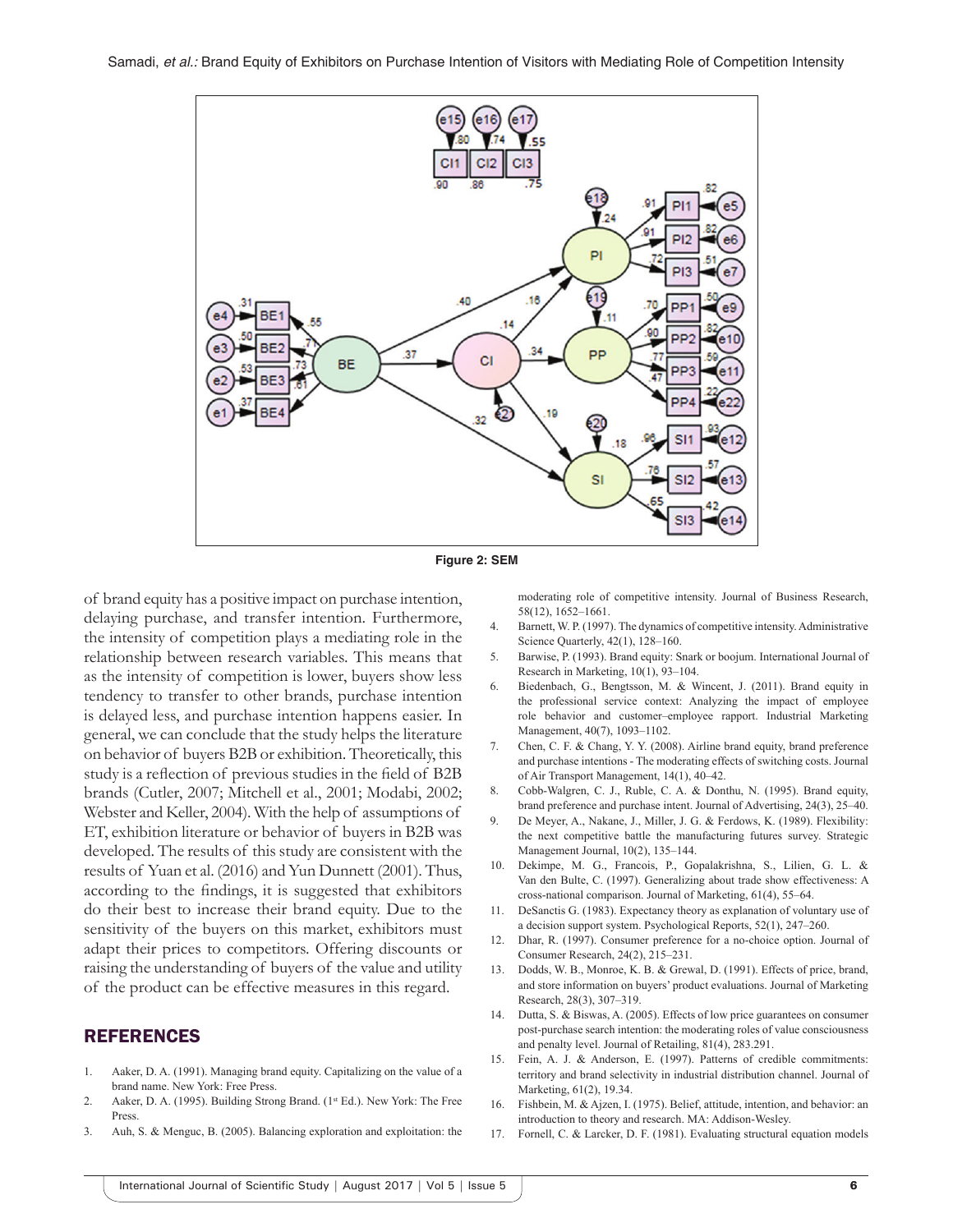e15 e16 e17
.80 .74 .55
CI1 CI2 CI3
.90 .86 .75
e18
.24
.82
.91 PI1 e5
.82
.91 PI2 e6
PI
.72 .51
PI3 e7
.40 .16
e19
.50
.70 PP1 e9
.11
.31
e4 BE1 .55 .14 .82
.90 PP2 e10
.50 .71
e3 BE2 .37 .34
BE CI PP .77 .59
.73 PP3 e11
.53 .47
e2 BE3 .61 .22
PP4 e22
.37
e1 BE4 .32 e21 .19
e20
.93
.18 .96 SI1 e12
.57
.78 SI2 e13
SI
.65 .42
SI3 e14

Figure 2: SEM

of brand equity has a positive impact on purchase intention, delaying purchase, and transfer intention. Furthermore, the intensity of competition plays a mediating role in the relationship between research variables. This means that as the intensity of competition is lower, buyers show less tendency to transfer to other brands, purchase intention is delayed less, and purchase intention happens easier. In general, we can conclude that the study helps the literature on behavior of buyers B2B or exhibition. Theoretically, this study is a reflection of previous studies in the field of B2B brands (Cutler, 2007; Mitchell et al., 2001; Modabi, 2002; Webster and Keller, 2004). With the help of assumptions of ET, exhibition literature or behavior of buyers in B2B was developed. The results of this study are consistent with the results of Yuan et al. (2016) and Yun Dunnett (2001). Thus, according to the findings, it is suggested that exhibitors do their best to increase their brand equity. Due to the sensitivity of the buyers on this market, exhibitors must adapt their prices to competitors. Offering discounts or raising the understanding of buyers of the value and utility of the product can be effective measures in this regard.

## REFERENCES

1. Aaker, D. A. (1991). Managing brand equity. Capitalizing on the value of a brand name. New York: Free Press.
2. Aaker, D. A. (1995). Building Strong Brand. (1st Ed.). New York: The Free Press.
3. Auh, S. & Menguc, B. (2005). Balancing exploration and exploitation: the moderating role of competitive intensity. Journal of Business Research, 58(12), 1652–1661.
4. Barnett, W. P. (1997). The dynamics of competitive intensity. Administrative Science Quarterly, 42(1), 128–160.
5. Barwise, P. (1993). Brand equity: Snark or boojum. International Journal of Research in Marketing, 10(1), 93–104.
6. Biedenbach, G., Bengtsson, M. & Wincent, J. (2011). Brand equity in the professional service context: Analyzing the impact of employee role behavior and customer–employee rapport. Industrial Marketing Management, 40(7), 1093–1102.
7. Chen, C. F. & Chang, Y. Y. (2008). Airline brand equity, brand preference and purchase intentions - The moderating effects of switching costs. Journal of Air Transport Management, 14(1), 40–42.
8. Cobb-Walgren, C. J., Ruble, C. A. & Donthu, N. (1995). Brand equity, brand preference and purchase intent. Journal of Advertising, 24(3), 25–40.
9. De Meyer, A., Nakane, J., Miller, J. G. & Ferdows, K. (1989). Flexibility: the next competitive battle the manufacturing futures survey. Strategic Management Journal, 10(2), 135–144.
10. Dekimpe, M. G., Francois, P., Gopalakrishna, S., Lilien, G. L. & Van den Bulte, C. (1997). Generalizing about trade show effectiveness: A cross-national comparison. Journal of Marketing, 61(4), 55–64.
11. DeSanctis G. (1983). Expectancy theory as explanation of voluntary use of a decision support system. Psychological Reports, 52(1), 247–260.
12. Dhar, R. (1997). Consumer preference for a no-choice option. Journal of Consumer Research, 24(2), 215–231.
13. Dodds, W. B., Monroe, K. B. & Grewal, D. (1991). Effects of price, brand, and store information on buyers' product evaluations. Journal of Marketing Research, 28(3), 307–319.
14. Dutta, S. & Biswas, A. (2005). Effects of low price guarantees on consumer post-purchase search intention: the moderating roles of value consciousness and penalty level. Journal of Retailing, 81(4), 283.291.
15. Fein, A. J. & Anderson, E. (1997). Patterns of credible commitments: territory and brand selectivity in industrial distribution channel. Journal of Marketing, 61(2), 19.34.
16. Fishbein, M. & Ajzen, I. (1975). Belief, attitude, intention, and behavior: an introduction to theory and research. MA: Addison-Wesley.
17. Fornell, C. & Larcker, D. F. (1981). Evaluating structural equation models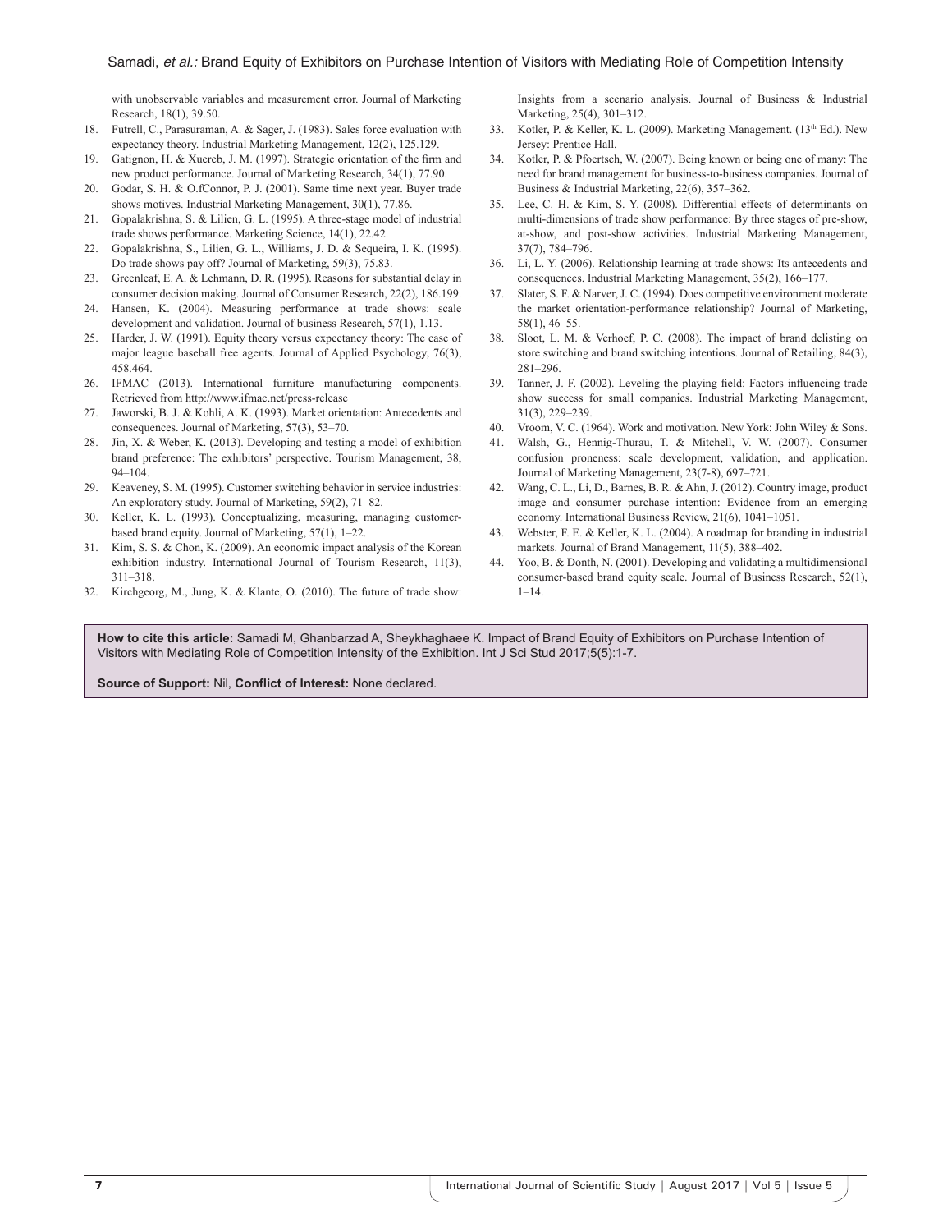with unobservable variables and measurement error. Journal of Marketing Research, 18(1), 39.50.

18. Futrell, C., Parasuraman, A. & Sager, J. (1983). Sales force evaluation with expectancy theory. Industrial Marketing Management, 12(2), 125.129.
19. Gatignon, H. & Xuereb, J. M. (1997). Strategic orientation of the firm and new product performance. Journal of Marketing Research, 34(1), 77.90.
20. Godar, S. H. & O.fConnor, P. J. (2001). Same time next year. Buyer trade shows motives. Industrial Marketing Management, 30(1), 77.86.
21. Gopalakrishna, S. & Lilien, G. L. (1995). A three-stage model of industrial trade shows performance. Marketing Science, 14(1), 22.42.
22. Gopalakrishna, S., Lilien, G. L., Williams, J. D. & Sequeira, I. K. (1995). Do trade shows pay off? Journal of Marketing, 59(3), 75.83.
23. Greenleaf, E. A. & Lehmann, D. R. (1995). Reasons for substantial delay in consumer decision making. Journal of Consumer Research, 22(2), 186.199.
24. Hansen, K. (2004). Measuring performance at trade shows: scale development and validation. Journal of business Research, 57(1), 1.13.
25. Harder, J. W. (1991). Equity theory versus expectancy theory: The case of major league baseball free agents. Journal of Applied Psychology, 76(3), 458.464.
26. IFMAC (2013). International furniture manufacturing components. Retrieved from http://www.ifmac.net/press-release
27. Jaworski, B. J. & Kohli, A. K. (1993). Market orientation: Antecedents and consequences. Journal of Marketing, 57(3), 53–70.
28. Jin, X. & Weber, K. (2013). Developing and testing a model of exhibition brand preference: The exhibitors' perspective. Tourism Management, 38, 94–104.
29. Keaveney, S. M. (1995). Customer switching behavior in service industries: An exploratory study. Journal of Marketing, 59(2), 71–82.
30. Keller, K. L. (1993). Conceptualizing, measuring, managing customer-based brand equity. Journal of Marketing, 57(1), 1–22.
31. Kim, S. S. & Chon, K. (2009). An economic impact analysis of the Korean exhibition industry. International Journal of Tourism Research, 11(3), 311–318.
32. Kirchgeorg, M., Jung, K. & Klante, O. (2010). The future of trade show: Insights from a scenario analysis. Journal of Business & Industrial Marketing, 25(4), 301–312.
33. Kotler, P. & Keller, K. L. (2009). Marketing Management. (13th Ed.). New Jersey: Prentice Hall.
34. Kotler, P. & Pfoertsch, W. (2007). Being known or being one of many: The need for brand management for business-to-business companies. Journal of Business & Industrial Marketing, 22(6), 357–362.
35. Lee, C. H. & Kim, S. Y. (2008). Differential effects of determinants on multi-dimensions of trade show performance: By three stages of pre-show, at-show, and post-show activities. Industrial Marketing Management, 37(7), 784–796.
36. Li, L. Y. (2006). Relationship learning at trade shows: Its antecedents and consequences. Industrial Marketing Management, 35(2), 166–177.
37. Slater, S. F. & Narver, J. C. (1994). Does competitive environment moderate the market orientation-performance relationship? Journal of Marketing, 58(1), 46–55.
38. Sloot, L. M. & Verhoef, P. C. (2008). The impact of brand delisting on store switching and brand switching intentions. Journal of Retailing, 84(3), 281–296.
39. Tanner, J. F. (2002). Leveling the playing field: Factors influencing trade show success for small companies. Industrial Marketing Management, 31(3), 229–239.
40. Vroom, V. C. (1964). Work and motivation. New York: John Wiley & Sons.
41. Walsh, G., Hennig-Thurau, T. & Mitchell, V. W. (2007). Consumer confusion proneness: scale development, validation, and application. Journal of Marketing Management, 23(7-8), 697–721.
42. Wang, C. L., Li, D., Barnes, B. R. & Ahn, J. (2012). Country image, product image and consumer purchase intention: Evidence from an emerging economy. International Business Review, 21(6), 1041–1051.
43. Webster, F. E. & Keller, K. L. (2004). A roadmap for branding in industrial markets. Journal of Brand Management, 11(5), 388–402.
44. Yoo, B. & Donth, N. (2001). Developing and validating a multidimensional consumer-based brand equity scale. Journal of Business Research, 52(1), 1–14.

**How to cite this article:** Samadi M, Ghanbarzad A, Sheykhaghaee K. Impact of Brand Equity of Exhibitors on Purchase Intention of Visitors with Mediating Role of Competition Intensity of the Exhibition. Int J Sci Stud 2017;5(5):1-7.

**Source of Support:** Nil, **Conflict of Interest:** None declared.